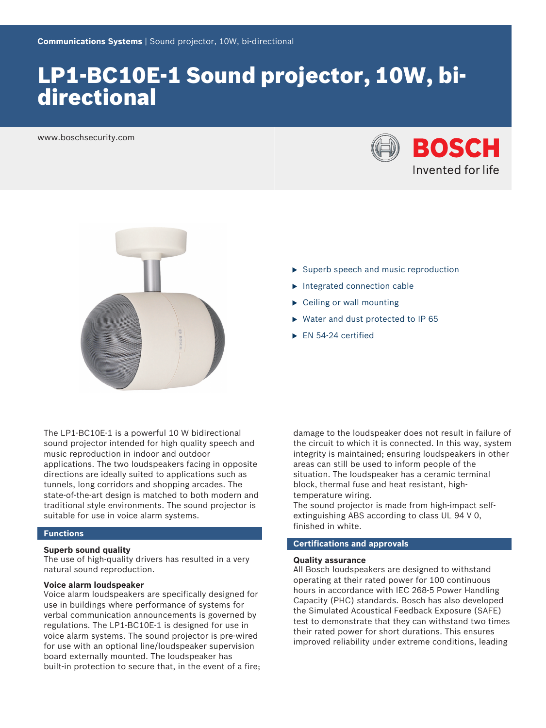**Communications Systems** | Sound projector, 10W, bi-directional

# LP1-BC10E-1 Sound projector, 10W, bi-directional

www.boschsecurity.com

BOSCH
Invented for life

- Superb speech and music reproduction
- Integrated connection cable
- Ceiling or wall mounting
- Water and dust protected to IP 65
- EN 54-24 certified

The LP1-BC10E-1 is a powerful 10 W bidirectional sound projector intended for high quality speech and music reproduction in indoor and outdoor applications. The two loudspeakers facing in opposite directions are ideally suited to applications such as tunnels, long corridors and shopping arcades. The state-of-the-art design is matched to both modern and traditional style environments. The sound projector is suitable for use in voice alarm systems.

## Functions

**Superb sound quality**
The use of high-quality drivers has resulted in a very natural sound reproduction.

**Voice alarm loudspeaker**
Voice alarm loudspeakers are specifically designed for use in buildings where performance of systems for verbal communication announcements is governed by regulations. The LP1-BC10E-1 is designed for use in voice alarm systems. The sound projector is pre-wired for use with an optional line/loudspeaker supervision board externally mounted. The loudspeaker has built-in protection to secure that, in the event of a fire; damage to the loudspeaker does not result in failure of the circuit to which it is connected. In this way, system integrity is maintained; ensuring loudspeakers in other areas can still be used to inform people of the situation. The loudspeaker has a ceramic terminal block, thermal fuse and heat resistant, high-temperature wiring.
The sound projector is made from high-impact self-extinguishing ABS according to class UL 94 V 0, finished in white.

## Certifications and approvals

**Quality assurance**
All Bosch loudspeakers are designed to withstand operating at their rated power for 100 continuous hours in accordance with IEC 268-5 Power Handling Capacity (PHC) standards. Bosch has also developed the Simulated Acoustical Feedback Exposure (SAFE) test to demonstrate that they can withstand two times their rated power for short durations. This ensures improved reliability under extreme conditions, leading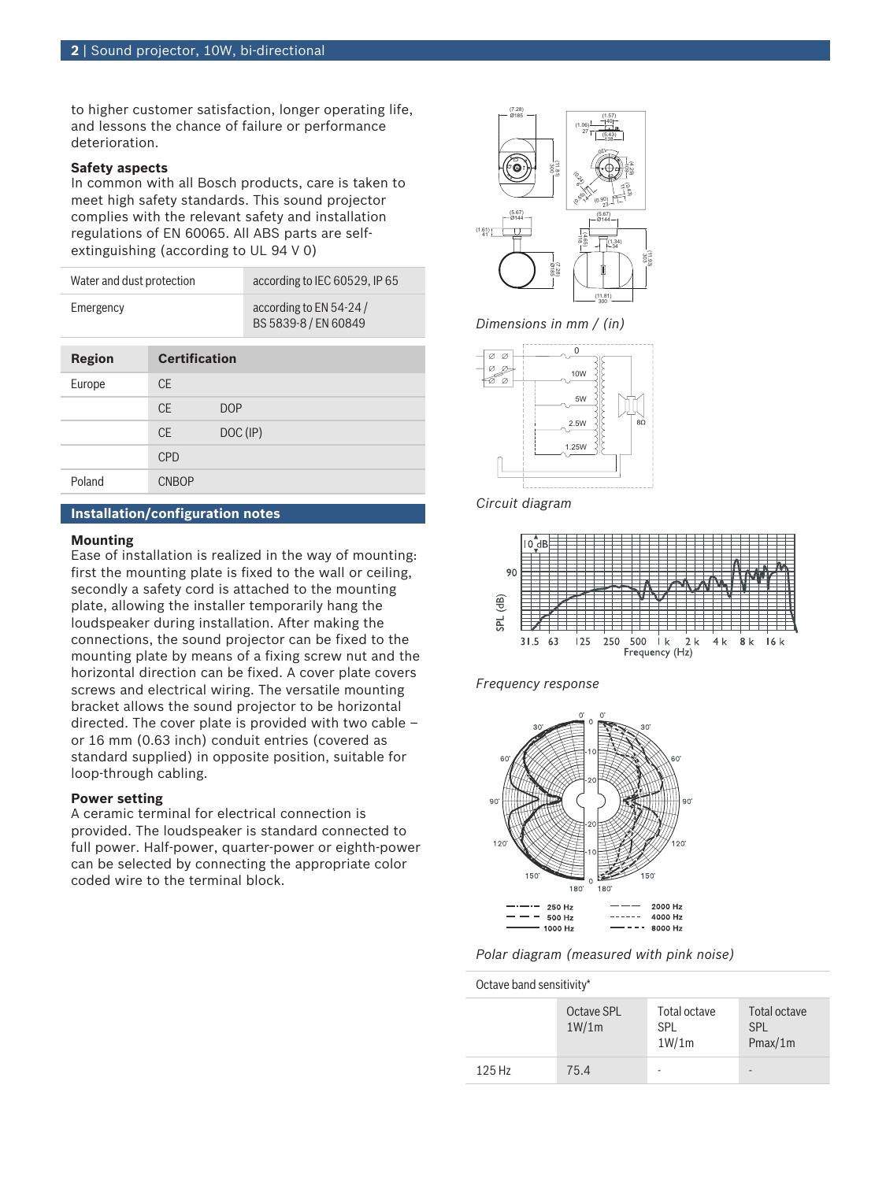to higher customer satisfaction, longer operating life, and lessons the chance of failure or performance deterioration.

**Safety aspects**

In common with all Bosch products, care is taken to meet high safety standards. This sound projector complies with the relevant safety and installation regulations of EN 60065. All ABS parts are self-extinguishing (according to UL 94 V 0)

| | |
|---|---|
| Water and dust protection | according to IEC 60529, IP 65 |
| Emergency | according to EN 54-24 / BS 5839-8 / EN 60849 |

| Region | Certification | |
|---|---|---|
| Europe | CE | |
| | CE | DOP |
| | CE | DOC (IP) |
| | CPD | |
| Poland | CNBOP | |

## Installation/configuration notes

**Mounting**

Ease of installation is realized in the way of mounting: first the mounting plate is fixed to the wall or ceiling, secondly a safety cord is attached to the mounting plate, allowing the installer temporarily hang the loudspeaker during installation. After making the connections, the sound projector can be fixed to the mounting plate by means of a fixing screw nut and the horizontal direction can be fixed. A cover plate covers screws and electrical wiring. The versatile mounting bracket allows the sound projector to be horizontal directed. The cover plate is provided with two cable – or 16 mm (0.63 inch) conduit entries (covered as standard supplied) in opposite position, suitable for loop-through cabling.

**Power setting**

A ceramic terminal for electrical connection is provided. The loudspeaker is standard connected to full power. Half-power, quarter-power or eighth-power can be selected by connecting the appropriate color coded wire to the terminal block.

*Dimensions in mm / (in)*

*Circuit diagram*

*Frequency response*

*Polar diagram (measured with pink noise)*

Octave band sensitivity*

| | Octave SPL 1W/1m | Total octave SPL 1W/1m | Total octave SPL Pmax/1m |
|---|---|---|---|
| 125 Hz | 75.4 | - | - |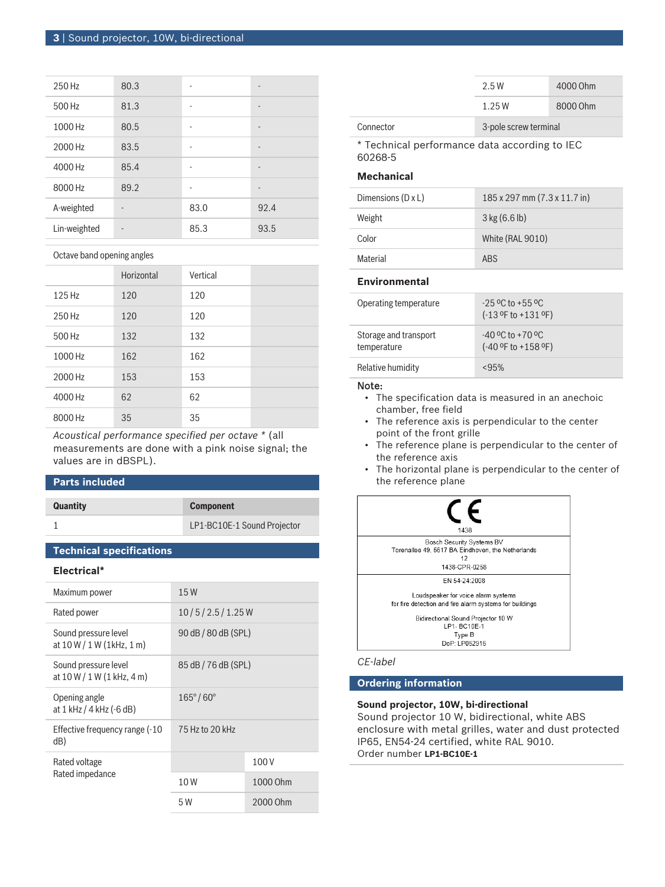| | | | |
|---|---|---|---|
| 250 Hz | 80.3 | - | - |
| 500 Hz | 81.3 | - | - |
| 1000 Hz | 80.5 | - | - |
| 2000 Hz | 83.5 | - | - |
| 4000 Hz | 85.4 | - | - |
| 8000 Hz | 89.2 | - | - |
| A-weighted | - | 83.0 | 92.4 |
| Lin-weighted | - | 85.3 | 93.5 |

Octave band opening angles

| | Horizontal | Vertical |
|---|---|---|
| 125 Hz | 120 | 120 |
| 250 Hz | 120 | 120 |
| 500 Hz | 132 | 132 |
| 1000 Hz | 162 | 162 |
| 2000 Hz | 153 | 153 |
| 4000 Hz | 62 | 62 |
| 8000 Hz | 35 | 35 |

*Acoustical performance specified per octave* * (all measurements are done with a pink noise signal; the values are in dBSPL).

## Parts included

| Quantity | Component |
|---|---|
| 1 | LP1-BC10E-1 Sound Projector |

## Technical specifications

### Electrical*

| | | |
|---|---|---|
| Maximum power | 15 W | |
| Rated power | 10 / 5 / 2.5 / 1.25 W | |
| Sound pressure level at 10 W / 1 W (1kHz, 1 m) | 90 dB / 80 dB (SPL) | |
| Sound pressure level at 10 W / 1 W (1 kHz, 4 m) | 85 dB / 76 dB (SPL) | |
| Opening angle at 1 kHz / 4 kHz (-6 dB) | 165° / 60° | |
| Effective frequency range (-10 dB) | 75 Hz to 20 kHz | |
| Rated voltage Rated impedance | | 100 V |
| | 10 W | 1000 Ohm |
| | 5 W | 2000 Ohm |
| | 2.5 W | 4000 Ohm |
| | 1.25 W | 8000 Ohm |
| Connector | 3-pole screw terminal | |

* Technical performance data according to IEC 60268-5

### Mechanical

| | |
|---|---|
| Dimensions (D x L) | 185 x 297 mm (7.3 x 11.7 in) |
| Weight | 3 kg (6.6 lb) |
| Color | White (RAL 9010) |
| Material | ABS |

### Environmental

| | |
|---|---|
| Operating temperature | -25 ºC to +55 ºC (-13 ºF to +131 ºF) |
| Storage and transport temperature | -40 ºC to +70 ºC (-40 ºF to +158 ºF) |
| Relative humidity | <95% |

**Note:**

- The specification data is measured in an anechoic chamber, free field
- The reference axis is perpendicular to the center point of the front grille
- The reference plane is perpendicular to the center of the reference axis
- The horizontal plane is perpendicular to the center of the reference plane

CE
1438

Bosch Security Systems BV
Torenallee 49, 5617 BA Eindhoven, the Netherlands
12
1438-CPR-0258

EN 54-24:2008

Loudspeaker for voice alarm systems
for fire detection and fire alarm systems for buildings

Bidirectional Sound Projector 10 W
LP1- BC10E-1
Type B
DoP: LP052916

*CE-label*

## Ordering information

**Sound projector, 10W, bi-directional**
Sound projector 10 W, bidirectional, white ABS enclosure with metal grilles, water and dust protected IP65, EN54-24 certified, white RAL 9010.
Order number **LP1-BC10E-1**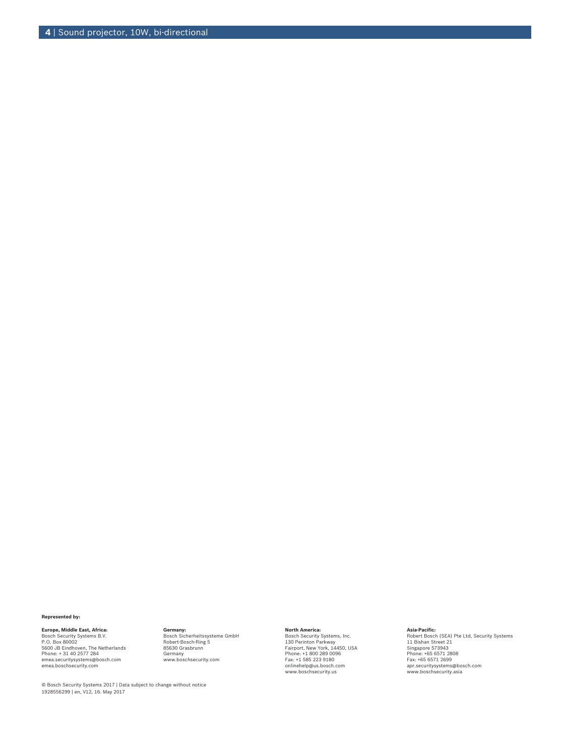**Represented by:**

**Europe, Middle East, Africa:**
Bosch Security Systems B.V.
P.O. Box 80002
5600 JB Eindhoven, The Netherlands
Phone: + 31 40 2577 284
emea.securitysystems@bosch.com
emea.boschsecurity.com

**Germany:**
Bosch Sicherheitssysteme GmbH
Robert-Bosch-Ring 5
85630 Grasbrunn
Germany
www.boschsecurity.com

**North America:**
Bosch Security Systems, Inc.
130 Perinton Parkway
Fairport, New York, 14450, USA
Phone: +1 800 289 0096
Fax: +1 585 223 9180
onlinehelp@us.bosch.com
www.boschsecurity.us

**Asia-Pacific:**
Robert Bosch (SEA) Pte Ltd, Security Systems
11 Bishan Street 21
Singapore 573943
Phone: +65 6571 2808
Fax: +65 6571 2699
apr.securitysystems@bosch.com
www.boschsecurity.asia

© Bosch Security Systems 2017 | Data subject to change without notice
1928556299 | en, V12, 16. May 2017